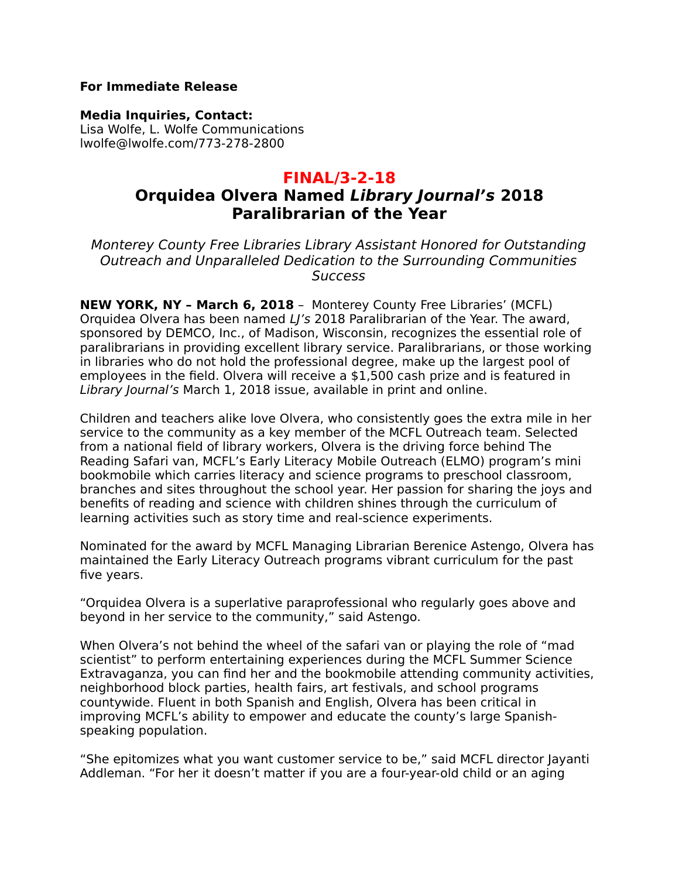**For Immediate Release**

**Media Inquiries, Contact:**
Lisa Wolfe, L. Wolfe Communications
lwolfe@lwolfe.com/773-278-2800

**FINAL/3-2-18**

# Orquidea Olvera Named *Library Journal's* 2018 Paralibrarian of the Year

*Monterey County Free Libraries Library Assistant Honored for Outstanding Outreach and Unparalleled Dedication to the Surrounding Communities Success*

**NEW YORK, NY – March 6, 2018** – Monterey County Free Libraries' (MCFL) Orquidea Olvera has been named *LJ's* 2018 Paralibrarian of the Year. The award, sponsored by DEMCO, Inc., of Madison, Wisconsin, recognizes the essential role of paralibrarians in providing excellent library service. Paralibrarians, or those working in libraries who do not hold the professional degree, make up the largest pool of employees in the field. Olvera will receive a $1,500 cash prize and is featured in *Library Journal's* March 1, 2018 issue, available in print and online.

Children and teachers alike love Olvera, who consistently goes the extra mile in her service to the community as a key member of the MCFL Outreach team. Selected from a national field of library workers, Olvera is the driving force behind The Reading Safari van, MCFL's Early Literacy Mobile Outreach (ELMO) program's mini bookmobile which carries literacy and science programs to preschool classroom, branches and sites throughout the school year. Her passion for sharing the joys and benefits of reading and science with children shines through the curriculum of learning activities such as story time and real-science experiments.

Nominated for the award by MCFL Managing Librarian Berenice Astengo, Olvera has maintained the Early Literacy Outreach programs vibrant curriculum for the past five years.

"Orquidea Olvera is a superlative paraprofessional who regularly goes above and beyond in her service to the community," said Astengo.

When Olvera's not behind the wheel of the safari van or playing the role of "mad scientist" to perform entertaining experiences during the MCFL Summer Science Extravaganza, you can find her and the bookmobile attending community activities, neighborhood block parties, health fairs, art festivals, and school programs countywide. Fluent in both Spanish and English, Olvera has been critical in improving MCFL's ability to empower and educate the county's large Spanish-speaking population.

"She epitomizes what you want customer service to be," said MCFL director Jayanti Addleman. "For her it doesn't matter if you are a four-year-old child or an aging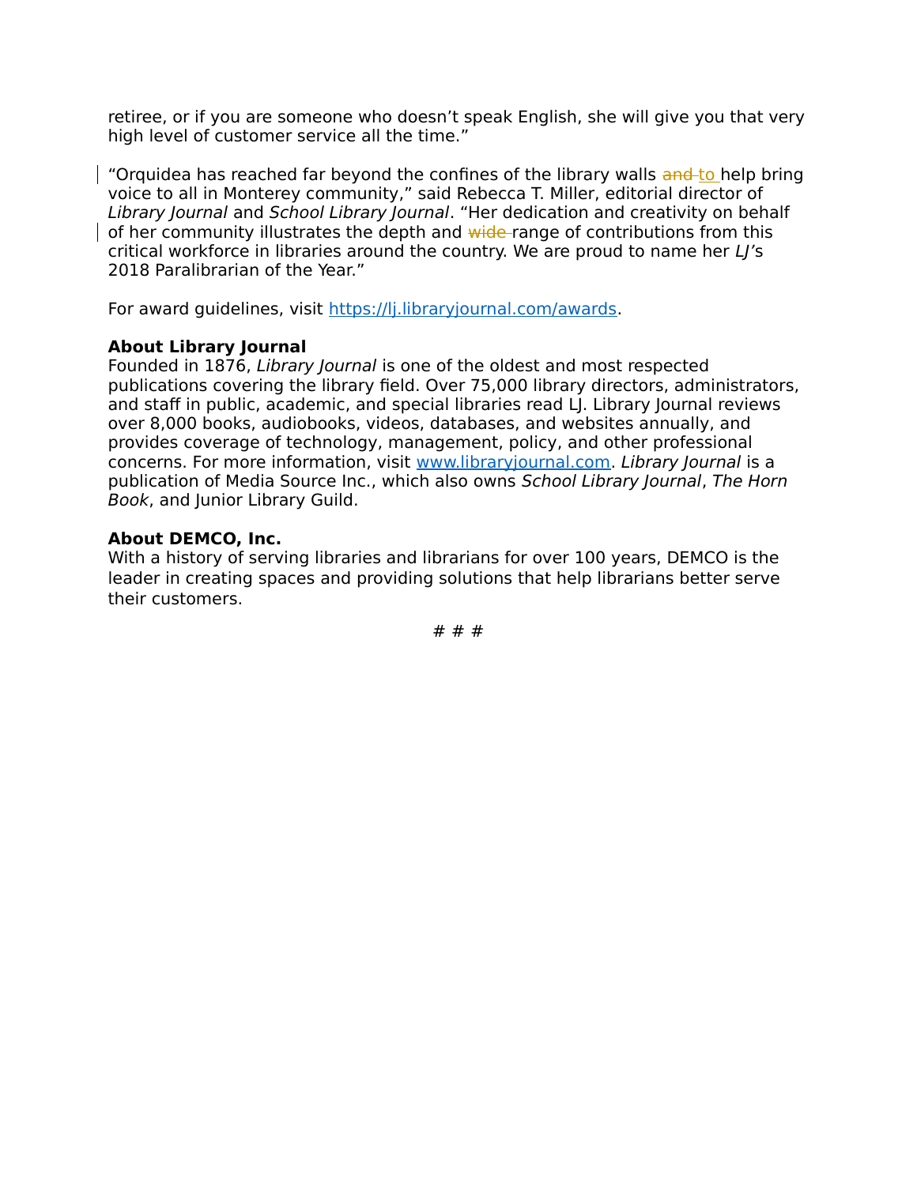retiree, or if you are someone who doesn't speak English, she will give you that very high level of customer service all the time."

"Orquidea has reached far beyond the confines of the library walls ~~and~~ to help bring voice to all in Monterey community," said Rebecca T. Miller, editorial director of *Library Journal* and *School Library Journal*. "Her dedication and creativity on behalf of her community illustrates the depth and ~~wide~~ range of contributions from this critical workforce in libraries around the country. We are proud to name her *LJ*'s 2018 Paralibrarian of the Year."

For award guidelines, visit [https://lj.libraryjournal.com/awards](https://lj.libraryjournal.com/awards).

**About Library Journal**
Founded in 1876, *Library Journal* is one of the oldest and most respected publications covering the library field. Over 75,000 library directors, administrators, and staff in public, academic, and special libraries read LJ. Library Journal reviews over 8,000 books, audiobooks, videos, databases, and websites annually, and provides coverage of technology, management, policy, and other professional concerns. For more information, visit [www.libraryjournal.com](http://www.libraryjournal.com). *Library Journal* is a publication of Media Source Inc., which also owns *School Library Journal*, *The Horn Book*, and Junior Library Guild.

**About DEMCO, Inc.**
With a history of serving libraries and librarians for over 100 years, DEMCO is the leader in creating spaces and providing solutions that help librarians better serve their customers.

# # #